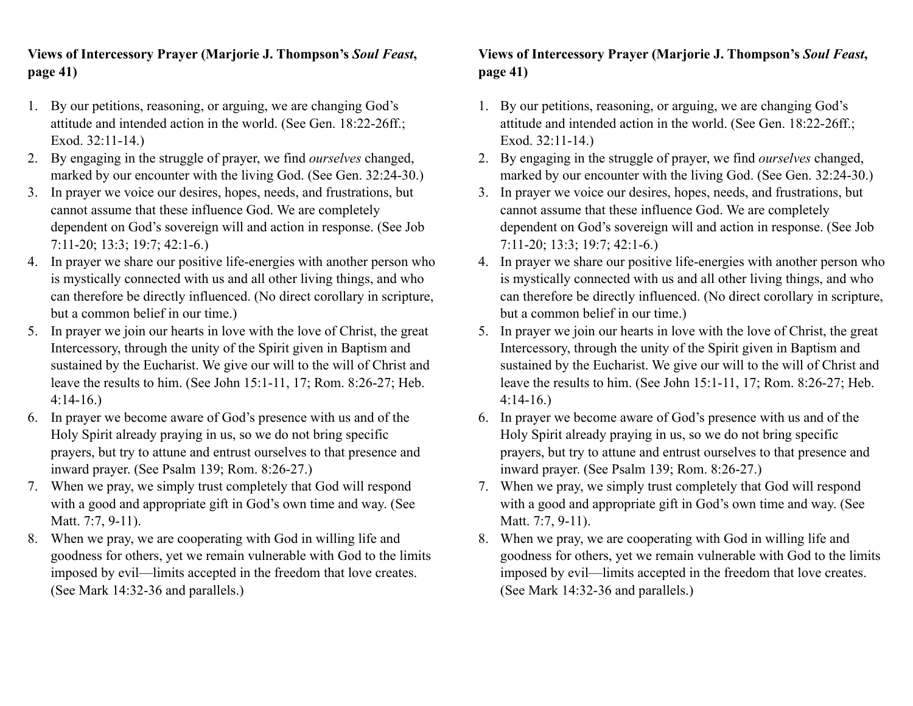**Views of Intercessory Prayer (Marjorie J. Thompson's *Soul Feast*, page 41)**

1. By our petitions, reasoning, or arguing, we are changing God's attitude and intended action in the world. (See Gen. 18:22-26ff.; Exod. 32:11-14.)
2. By engaging in the struggle of prayer, we find *ourselves* changed, marked by our encounter with the living God. (See Gen. 32:24-30.)
3. In prayer we voice our desires, hopes, needs, and frustrations, but cannot assume that these influence God. We are completely dependent on God's sovereign will and action in response. (See Job 7:11-20; 13:3; 19:7; 42:1-6.)
4. In prayer we share our positive life-energies with another person who is mystically connected with us and all other living things, and who can therefore be directly influenced. (No direct corollary in scripture, but a common belief in our time.)
5. In prayer we join our hearts in love with the love of Christ, the great Intercessory, through the unity of the Spirit given in Baptism and sustained by the Eucharist. We give our will to the will of Christ and leave the results to him. (See John 15:1-11, 17; Rom. 8:26-27; Heb. 4:14-16.)
6. In prayer we become aware of God's presence with us and of the Holy Spirit already praying in us, so we do not bring specific prayers, but try to attune and entrust ourselves to that presence and inward prayer. (See Psalm 139; Rom. 8:26-27.)
7. When we pray, we simply trust completely that God will respond with a good and appropriate gift in God's own time and way. (See Matt. 7:7, 9-11).
8. When we pray, we are cooperating with God in willing life and goodness for others, yet we remain vulnerable with God to the limits imposed by evil—limits accepted in the freedom that love creates. (See Mark 14:32-36 and parallels.)

**Views of Intercessory Prayer (Marjorie J. Thompson's *Soul Feast*, page 41)**

1. By our petitions, reasoning, or arguing, we are changing God's attitude and intended action in the world. (See Gen. 18:22-26ff.; Exod. 32:11-14.)
2. By engaging in the struggle of prayer, we find *ourselves* changed, marked by our encounter with the living God. (See Gen. 32:24-30.)
3. In prayer we voice our desires, hopes, needs, and frustrations, but cannot assume that these influence God. We are completely dependent on God's sovereign will and action in response. (See Job 7:11-20; 13:3; 19:7; 42:1-6.)
4. In prayer we share our positive life-energies with another person who is mystically connected with us and all other living things, and who can therefore be directly influenced. (No direct corollary in scripture, but a common belief in our time.)
5. In prayer we join our hearts in love with the love of Christ, the great Intercessory, through the unity of the Spirit given in Baptism and sustained by the Eucharist. We give our will to the will of Christ and leave the results to him. (See John 15:1-11, 17; Rom. 8:26-27; Heb. 4:14-16.)
6. In prayer we become aware of God's presence with us and of the Holy Spirit already praying in us, so we do not bring specific prayers, but try to attune and entrust ourselves to that presence and inward prayer. (See Psalm 139; Rom. 8:26-27.)
7. When we pray, we simply trust completely that God will respond with a good and appropriate gift in God's own time and way. (See Matt. 7:7, 9-11).
8. When we pray, we are cooperating with God in willing life and goodness for others, yet we remain vulnerable with God to the limits imposed by evil—limits accepted in the freedom that love creates. (See Mark 14:32-36 and parallels.)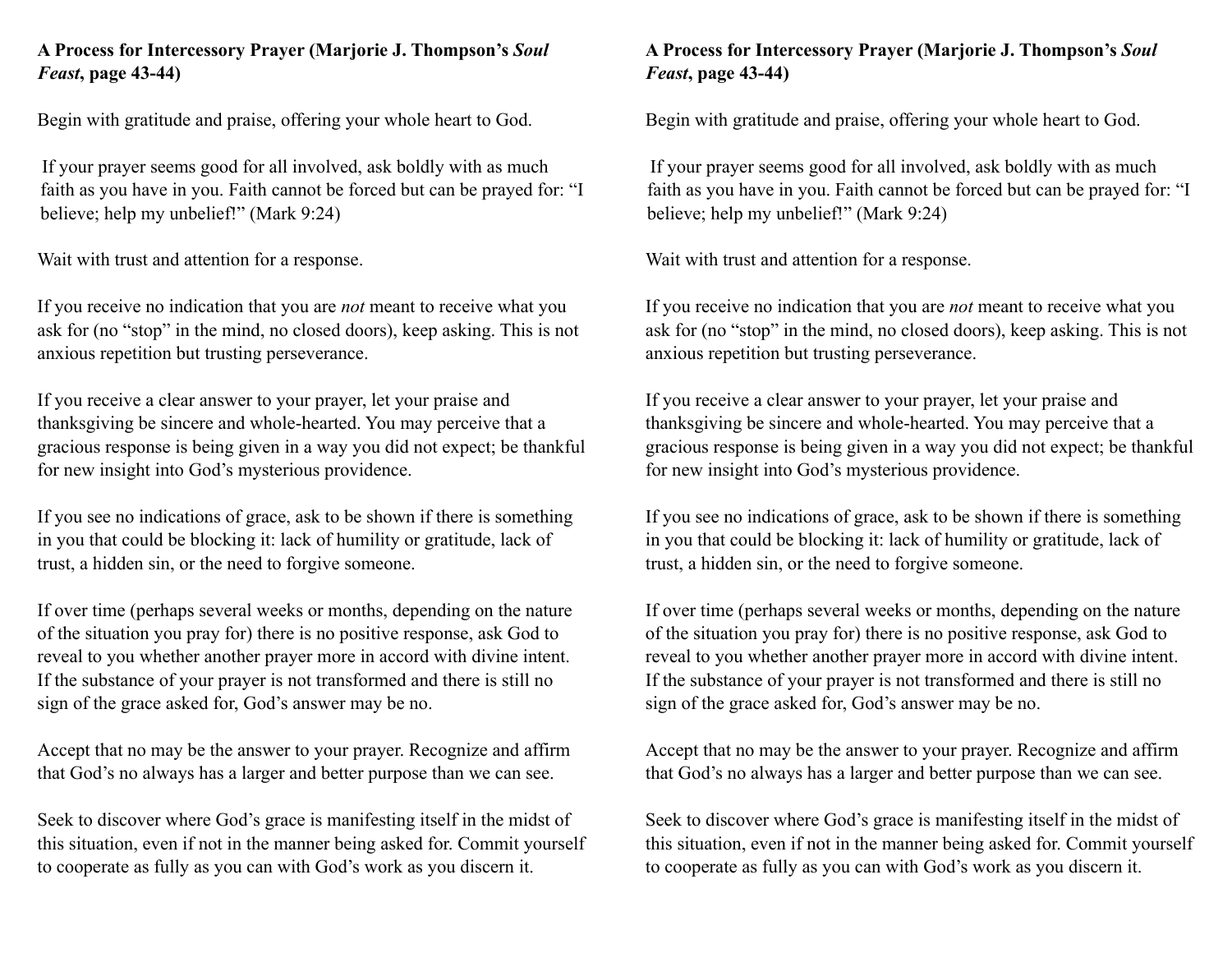**A Process for Intercessory Prayer (Marjorie J. Thompson's *Soul Feast*, page 43-44)**

Begin with gratitude and praise, offering your whole heart to God.

If your prayer seems good for all involved, ask boldly with as much faith as you have in you. Faith cannot be forced but can be prayed for: "I believe; help my unbelief!" (Mark 9:24)

Wait with trust and attention for a response.

If you receive no indication that you are *not* meant to receive what you ask for (no "stop" in the mind, no closed doors), keep asking. This is not anxious repetition but trusting perseverance.

If you receive a clear answer to your prayer, let your praise and thanksgiving be sincere and whole-hearted. You may perceive that a gracious response is being given in a way you did not expect; be thankful for new insight into God's mysterious providence.

If you see no indications of grace, ask to be shown if there is something in you that could be blocking it: lack of humility or gratitude, lack of trust, a hidden sin, or the need to forgive someone.

If over time (perhaps several weeks or months, depending on the nature of the situation you pray for) there is no positive response, ask God to reveal to you whether another prayer more in accord with divine intent. If the substance of your prayer is not transformed and there is still no sign of the grace asked for, God's answer may be no.

Accept that no may be the answer to your prayer. Recognize and affirm that God's no always has a larger and better purpose than we can see.

Seek to discover where God's grace is manifesting itself in the midst of this situation, even if not in the manner being asked for. Commit yourself to cooperate as fully as you can with God's work as you discern it.

**A Process for Intercessory Prayer (Marjorie J. Thompson's *Soul Feast*, page 43-44)**

Begin with gratitude and praise, offering your whole heart to God.

If your prayer seems good for all involved, ask boldly with as much faith as you have in you. Faith cannot be forced but can be prayed for: "I believe; help my unbelief!" (Mark 9:24)

Wait with trust and attention for a response.

If you receive no indication that you are *not* meant to receive what you ask for (no "stop" in the mind, no closed doors), keep asking. This is not anxious repetition but trusting perseverance.

If you receive a clear answer to your prayer, let your praise and thanksgiving be sincere and whole-hearted. You may perceive that a gracious response is being given in a way you did not expect; be thankful for new insight into God's mysterious providence.

If you see no indications of grace, ask to be shown if there is something in you that could be blocking it: lack of humility or gratitude, lack of trust, a hidden sin, or the need to forgive someone.

If over time (perhaps several weeks or months, depending on the nature of the situation you pray for) there is no positive response, ask God to reveal to you whether another prayer more in accord with divine intent. If the substance of your prayer is not transformed and there is still no sign of the grace asked for, God's answer may be no.

Accept that no may be the answer to your prayer. Recognize and affirm that God's no always has a larger and better purpose than we can see.

Seek to discover where God's grace is manifesting itself in the midst of this situation, even if not in the manner being asked for. Commit yourself to cooperate as fully as you can with God's work as you discern it.